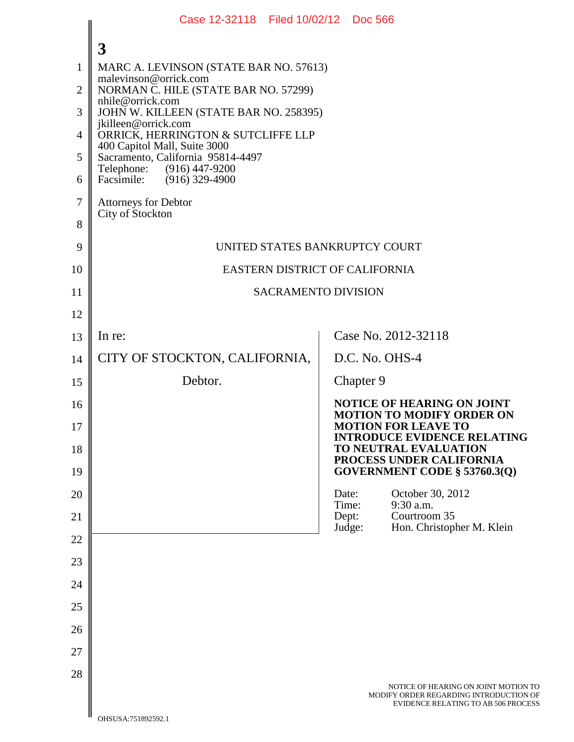**3**

MARC A. LEVINSON (STATE BAR NO. 57613)
malevinson@orrick.com
NORMAN C. HILE (STATE BAR NO. 57299)
nhile@orrick.com
JOHN W. KILLEEN (STATE BAR NO. 258395)
jkilleen@orrick.com
ORRICK, HERRINGTON & SUTCLIFFE LLP
400 Capitol Mall, Suite 3000
Sacramento, California 95814-4497
Telephone: (916) 447-9200
Facsimile: (916) 329-4900

Attorneys for Debtor
City of Stockton

UNITED STATES BANKRUPTCY COURT

EASTERN DISTRICT OF CALIFORNIA

SACRAMENTO DIVISION

| | |
|---|---|
| In re:<br><br>CITY OF STOCKTON, CALIFORNIA,<br><br>Debtor. | Case No. 2012-32118<br><br>D.C. No. OHS-4<br><br>Chapter 9<br><br>**NOTICE OF HEARING ON JOINT MOTION TO MODIFY ORDER ON MOTION FOR LEAVE TO INTRODUCE EVIDENCE RELATING TO NEUTRAL EVALUATION PROCESS UNDER CALIFORNIA GOVERNMENT CODE § 53760.3(Q)**<br><br>Date: October 30, 2012<br>Time: 9:30 a.m.<br>Dept: Courtroom 35<br>Judge: Hon. Christopher M. Klein |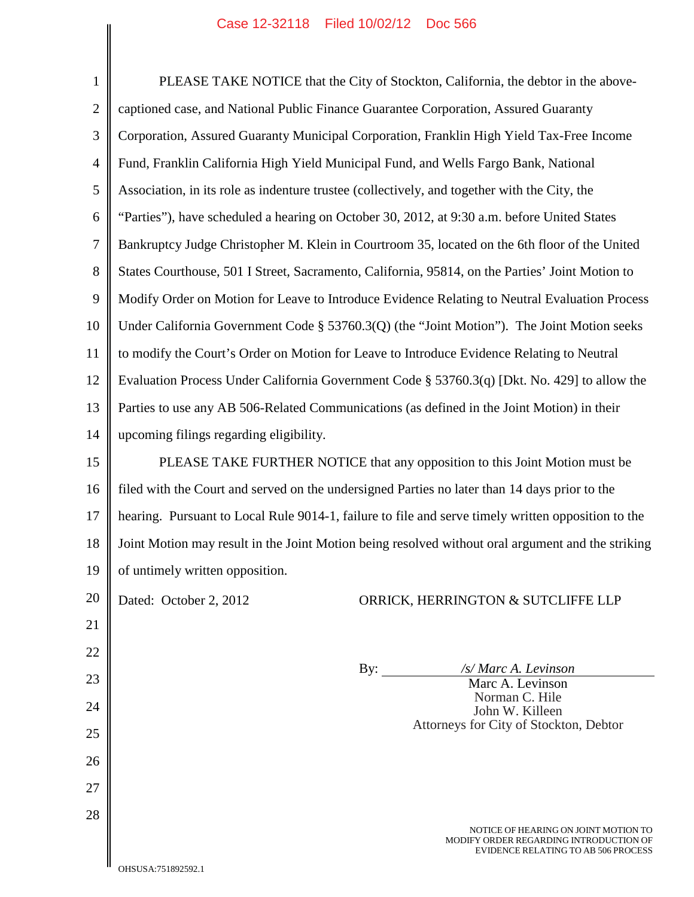PLEASE TAKE NOTICE that the City of Stockton, California, the debtor in the above-captioned case, and National Public Finance Guarantee Corporation, Assured Guaranty Corporation, Assured Guaranty Municipal Corporation, Franklin High Yield Tax-Free Income Fund, Franklin California High Yield Municipal Fund, and Wells Fargo Bank, National Association, in its role as indenture trustee (collectively, and together with the City, the "Parties"), have scheduled a hearing on October 30, 2012, at 9:30 a.m. before United States Bankruptcy Judge Christopher M. Klein in Courtroom 35, located on the 6th floor of the United States Courthouse, 501 I Street, Sacramento, California, 95814, on the Parties' Joint Motion to Modify Order on Motion for Leave to Introduce Evidence Relating to Neutral Evaluation Process Under California Government Code § 53760.3(Q) (the "Joint Motion"). The Joint Motion seeks to modify the Court's Order on Motion for Leave to Introduce Evidence Relating to Neutral Evaluation Process Under California Government Code § 53760.3(q) [Dkt. No. 429] to allow the Parties to use any AB 506-Related Communications (as defined in the Joint Motion) in their upcoming filings regarding eligibility.

PLEASE TAKE FURTHER NOTICE that any opposition to this Joint Motion must be filed with the Court and served on the undersigned Parties no later than 14 days prior to the hearing. Pursuant to Local Rule 9014-1, failure to file and serve timely written opposition to the Joint Motion may result in the Joint Motion being resolved without oral argument and the striking of untimely written opposition.

Dated: October 2, 2012

ORRICK, HERRINGTON & SUTCLIFFE LLP

By: */s/ Marc A. Levinson*
Marc A. Levinson
Norman C. Hile
John W. Killeen
Attorneys for City of Stockton, Debtor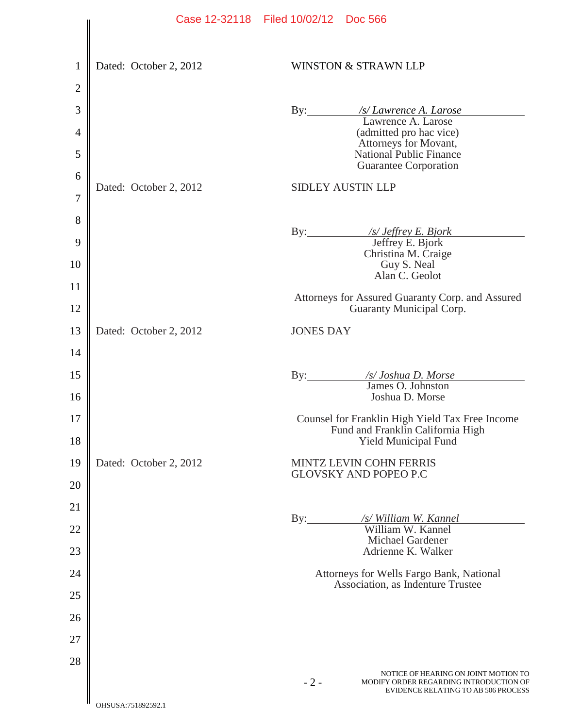Dated: October 2, 2012

WINSTON & STRAWN LLP

By: */s/ Lawrence A. Larose*
Lawrence A. Larose
(admitted pro hac vice)
Attorneys for Movant,
National Public Finance
Guarantee Corporation

Dated: October 2, 2012

SIDLEY AUSTIN LLP

By: */s/ Jeffrey E. Bjork*
Jeffrey E. Bjork
Christina M. Craige
Guy S. Neal
Alan C. Geolot

Attorneys for Assured Guaranty Corp. and Assured Guaranty Municipal Corp.

Dated: October 2, 2012

JONES DAY

By: */s/ Joshua D. Morse*
James O. Johnston
Joshua D. Morse

Counsel for Franklin High Yield Tax Free Income Fund and Franklin California High Yield Municipal Fund

Dated: October 2, 2012

MINTZ LEVIN COHN FERRIS GLOVSKY AND POPEO P.C

By: */s/ William W. Kannel*
William W. Kannel
Michael Gardener
Adrienne K. Walker

Attorneys for Wells Fargo Bank, National Association, as Indenture Trustee